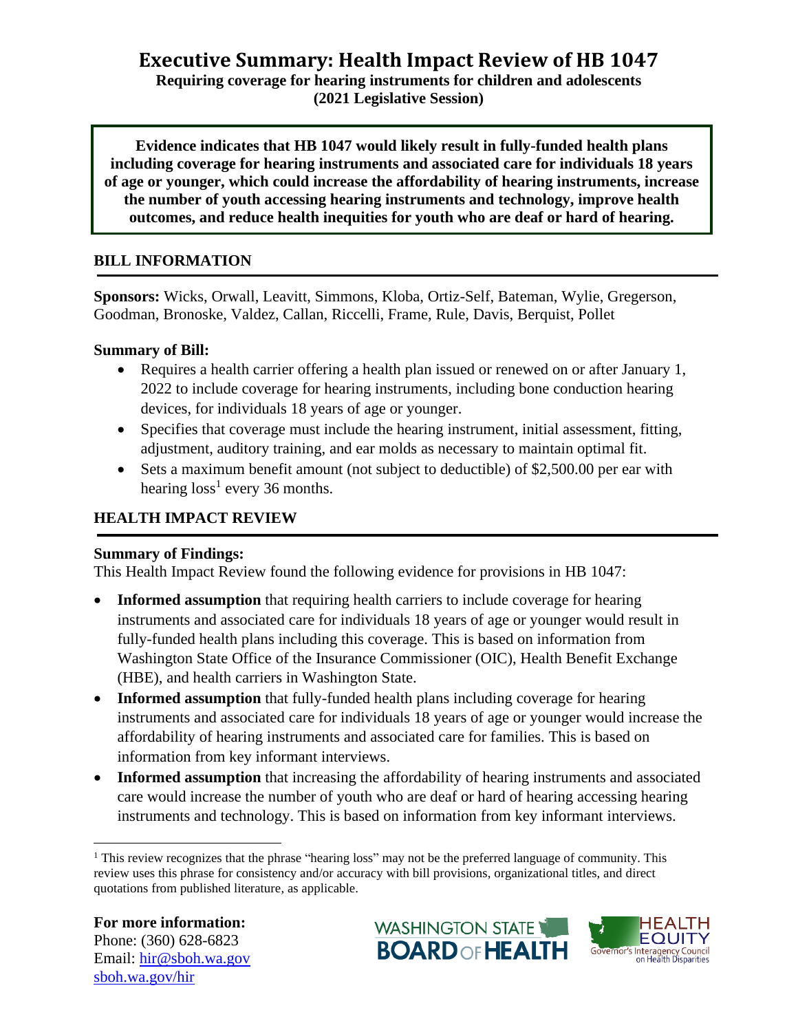# Executive Summary: Health Impact Review of HB 1047

**Requiring coverage for hearing instruments for children and adolescents**
**(2021 Legislative Session)**

**Evidence indicates that HB 1047 would likely result in fully-funded health plans including coverage for hearing instruments and associated care for individuals 18 years of age or younger, which could increase the affordability of hearing instruments, increase the number of youth accessing hearing instruments and technology, improve health outcomes, and reduce health inequities for youth who are deaf or hard of hearing.**

## BILL INFORMATION

**Sponsors:** Wicks, Orwall, Leavitt, Simmons, Kloba, Ortiz-Self, Bateman, Wylie, Gregerson, Goodman, Bronoske, Valdez, Callan, Riccelli, Frame, Rule, Davis, Berquist, Pollet

**Summary of Bill:**

- Requires a health carrier offering a health plan issued or renewed on or after January 1, 2022 to include coverage for hearing instruments, including bone conduction hearing devices, for individuals 18 years of age or younger.
- Specifies that coverage must include the hearing instrument, initial assessment, fitting, adjustment, auditory training, and ear molds as necessary to maintain optimal fit.
- Sets a maximum benefit amount (not subject to deductible) of $2,500.00 per ear with hearing loss[1] every 36 months.

## HEALTH IMPACT REVIEW

**Summary of Findings:**

This Health Impact Review found the following evidence for provisions in HB 1047:

- **Informed assumption** that requiring health carriers to include coverage for hearing instruments and associated care for individuals 18 years of age or younger would result in fully-funded health plans including this coverage. This is based on information from Washington State Office of the Insurance Commissioner (OIC), Health Benefit Exchange (HBE), and health carriers in Washington State.
- **Informed assumption** that fully-funded health plans including coverage for hearing instruments and associated care for individuals 18 years of age or younger would increase the affordability of hearing instruments and associated care for families. This is based on information from key informant interviews.
- **Informed assumption** that increasing the affordability of hearing instruments and associated care would increase the number of youth who are deaf or hard of hearing accessing hearing instruments and technology. This is based on information from key informant interviews.

[1] This review recognizes that the phrase "hearing loss" may not be the preferred language of community. This review uses this phrase for consistency and/or accuracy with bill provisions, organizational titles, and direct quotations from published literature, as applicable.

**For more information:**
Phone: (360) 628-6823
Email: [hir@sboh.wa.gov](mailto:hir@sboh.wa.gov)
[sboh.wa.gov/hir](https://sboh.wa.gov/hir)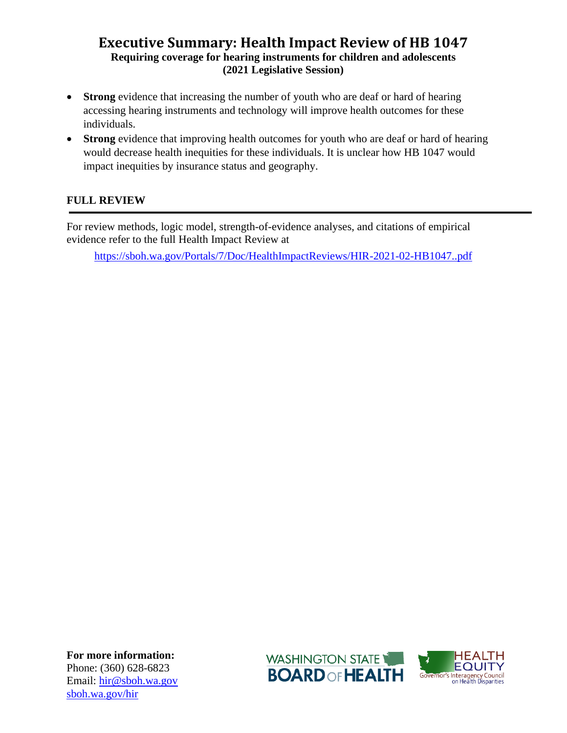# Executive Summary: Health Impact Review of HB 1047

**Requiring coverage for hearing instruments for children and adolescents**
**(2021 Legislative Session)**

- **Strong** evidence that increasing the number of youth who are deaf or hard of hearing accessing hearing instruments and technology will improve health outcomes for these individuals.
- **Strong** evidence that improving health outcomes for youth who are deaf or hard of hearing would decrease health inequities for these individuals. It is unclear how HB 1047 would impact inequities by insurance status and geography.

## FULL REVIEW

For review methods, logic model, strength-of-evidence analyses, and citations of empirical evidence refer to the full Health Impact Review at

https://sboh.wa.gov/Portals/7/Doc/HealthImpactReviews/HIR-2021-02-HB1047..pdf

**For more information:**
Phone: (360) 628-6823
Email: hir@sboh.wa.gov
sboh.wa.gov/hir

WASHINGTON STATE BOARD OF HEALTH

HEALTH EQUITY Governor's Interagency Council on Health Disparities